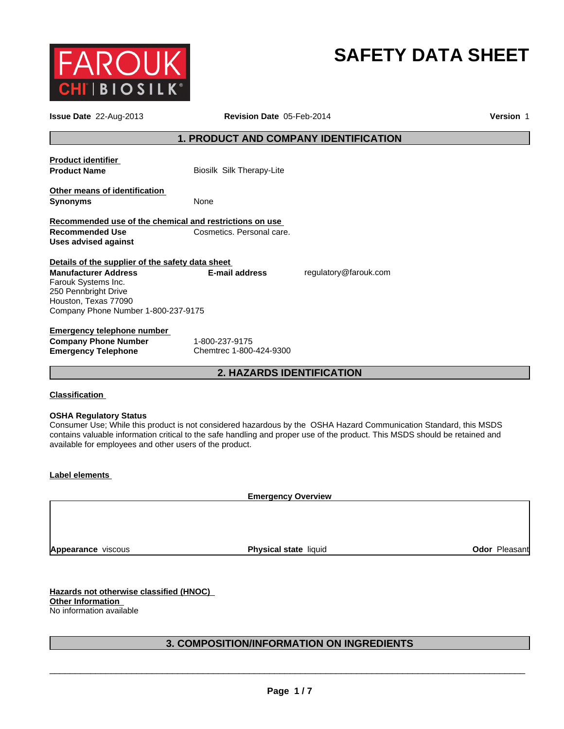FAROUK CHI | BIOSILK®

# SAFETY DATA SHEET

**Issue Date** 22-Aug-2013 **Revision Date** 05-Feb-2014 **Version** 1

## 1. PRODUCT AND COMPANY IDENTIFICATION

**Product identifier**

**Product Name** Biosilk Silk Therapy-Lite

**Other means of identification**

**Synonyms** None

**Recommended use of the chemical and restrictions on use**

**Recommended Use** Cosmetics. Personal care.

**Uses advised against**

**Details of the supplier of the safety data sheet**

**Manufacturer Address**
Farouk Systems Inc.
250 Pennbright Drive
Houston, Texas 77090
Company Phone Number 1-800-237-9175

**E-mail address** regulatory@farouk.com

**Emergency telephone number**

**Company Phone Number** 1-800-237-9175
**Emergency Telephone** Chemtrec 1-800-424-9300

## 2. HAZARDS IDENTIFICATION

**Classification**

**OSHA Regulatory Status**
Consumer Use; While this product is not considered hazardous by the OSHA Hazard Communication Standard, this MSDS contains valuable information critical to the safe handling and proper use of the product. This MSDS should be retained and available for employees and other users of the product.

**Label elements**

**Emergency Overview**

| **Appearance** viscous | **Physical state** liquid | **Odor** Pleasant |
|---|---|---|

**Hazards not otherwise classified (HNOC)**

**Other Information**
No information available

## 3. COMPOSITION/INFORMATION ON INGREDIENTS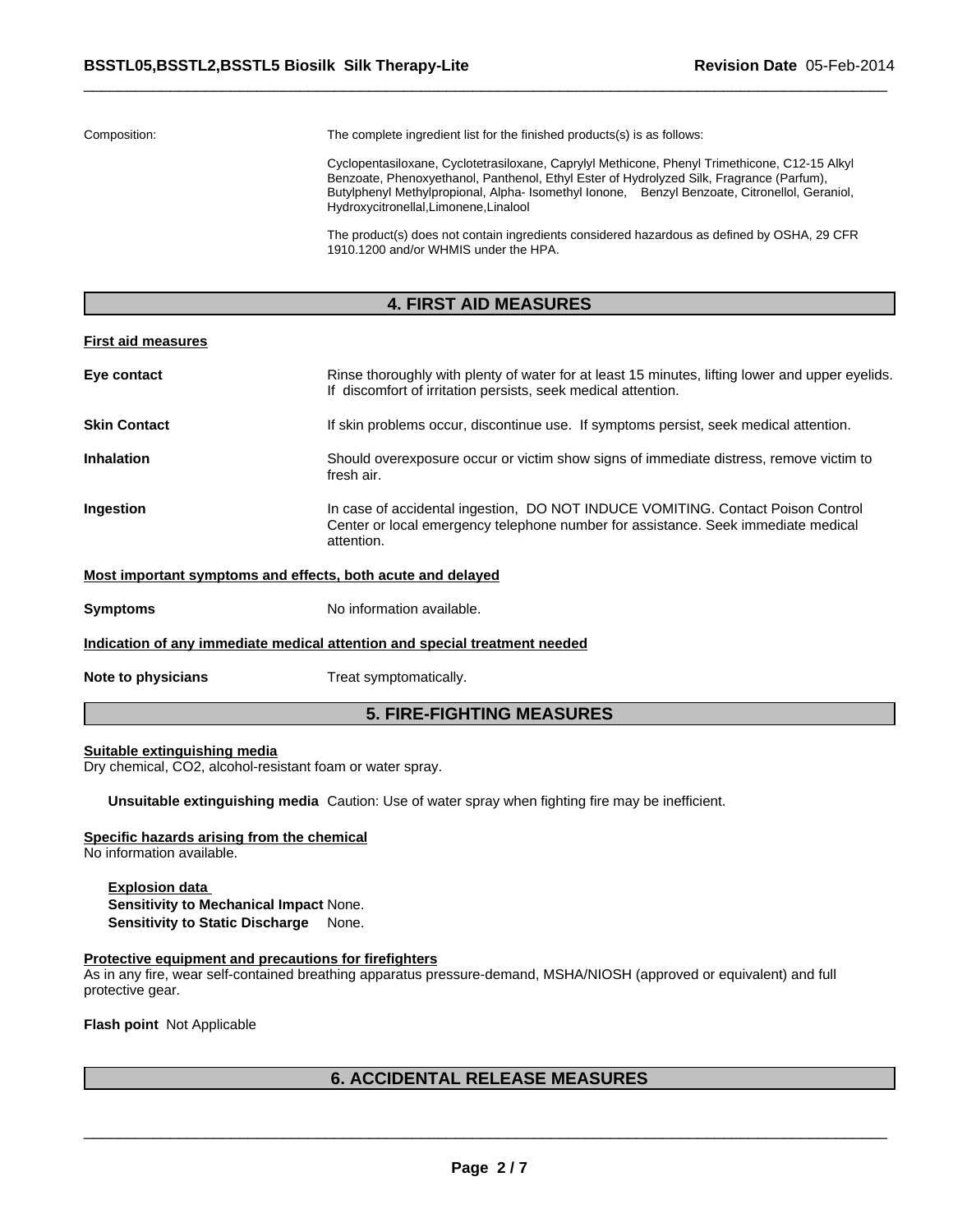Composition: The complete ingredient list for the finished products(s) is as follows:

Cyclopentasiloxane, Cyclotetrasiloxane, Caprylyl Methicone, Phenyl Trimethicone, C12-15 Alkyl Benzoate, Phenoxyethanol, Panthenol, Ethyl Ester of Hydrolyzed Silk, Fragrance (Parfum), Butylphenyl Methylpropional, Alpha- Isomethyl Ionone, Benzyl Benzoate, Citronellol, Geraniol, Hydroxycitronellal,Limonene,Linalool

The product(s) does not contain ingredients considered hazardous as defined by OSHA, 29 CFR 1910.1200 and/or WHMIS under the HPA.

## 4. FIRST AID MEASURES

**First aid measures**

**Eye contact** Rinse thoroughly with plenty of water for at least 15 minutes, lifting lower and upper eyelids. If discomfort of irritation persists, seek medical attention.

**Skin Contact** If skin problems occur, discontinue use. If symptoms persist, seek medical attention.

**Inhalation** Should overexposure occur or victim show signs of immediate distress, remove victim to fresh air.

**Ingestion** In case of accidental ingestion, DO NOT INDUCE VOMITING. Contact Poison Control Center or local emergency telephone number for assistance. Seek immediate medical attention.

**Most important symptoms and effects, both acute and delayed**

**Symptoms** No information available.

**Indication of any immediate medical attention and special treatment needed**

**Note to physicians** Treat symptomatically.

## 5. FIRE-FIGHTING MEASURES

**Suitable extinguishing media**
Dry chemical, $CO_2$, alcohol-resistant foam or water spray.

**Unsuitable extinguishing media** Caution: Use of water spray when fighting fire may be inefficient.

**Specific hazards arising from the chemical**
No information available.

**Explosion data**
**Sensitivity to Mechanical Impact** None.
**Sensitivity to Static Discharge** None.

**Protective equipment and precautions for firefighters**
As in any fire, wear self-contained breathing apparatus pressure-demand, MSHA/NIOSH (approved or equivalent) and full protective gear.

**Flash point** Not Applicable

## 6. ACCIDENTAL RELEASE MEASURES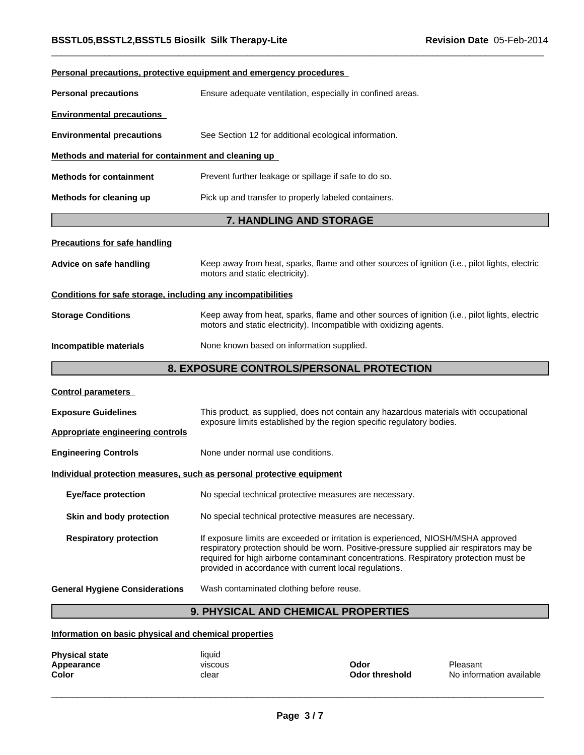**Personal precautions, protective equipment and emergency procedures**

**Personal precautions** Ensure adequate ventilation, especially in confined areas.

**Environmental precautions**

**Environmental precautions** See Section 12 for additional ecological information.

**Methods and material for containment and cleaning up**

**Methods for containment** Prevent further leakage or spillage if safe to do so.

**Methods for cleaning up** Pick up and transfer to properly labeled containers.

## 7. HANDLING AND STORAGE

**Precautions for safe handling**

**Advice on safe handling** Keep away from heat, sparks, flame and other sources of ignition (i.e., pilot lights, electric motors and static electricity).

**Conditions for safe storage, including any incompatibilities**

**Storage Conditions** Keep away from heat, sparks, flame and other sources of ignition (i.e., pilot lights, electric motors and static electricity). Incompatible with oxidizing agents.

**Incompatible materials** None known based on information supplied.

## 8. EXPOSURE CONTROLS/PERSONAL PROTECTION

**Control parameters**

**Exposure Guidelines** This product, as supplied, does not contain any hazardous materials with occupational exposure limits established by the region specific regulatory bodies.

**Appropriate engineering controls**

**Engineering Controls** None under normal use conditions.

**Individual protection measures, such as personal protective equipment**

**Eye/face protection** No special technical protective measures are necessary.

**Skin and body protection** No special technical protective measures are necessary.

**Respiratory protection** If exposure limits are exceeded or irritation is experienced, NIOSH/MSHA approved respiratory protection should be worn. Positive-pressure supplied air respirators may be required for high airborne contaminant concentrations. Respiratory protection must be provided in accordance with current local regulations.

**General Hygiene Considerations** Wash contaminated clothing before reuse.

## 9. PHYSICAL AND CHEMICAL PROPERTIES

**Information on basic physical and chemical properties**

| | | | |
|---|---|---|---|
| **Physical state** | liquid | | |
| **Appearance** | viscous | **Odor** | Pleasant |
| **Color** | clear | **Odor threshold** | No information available |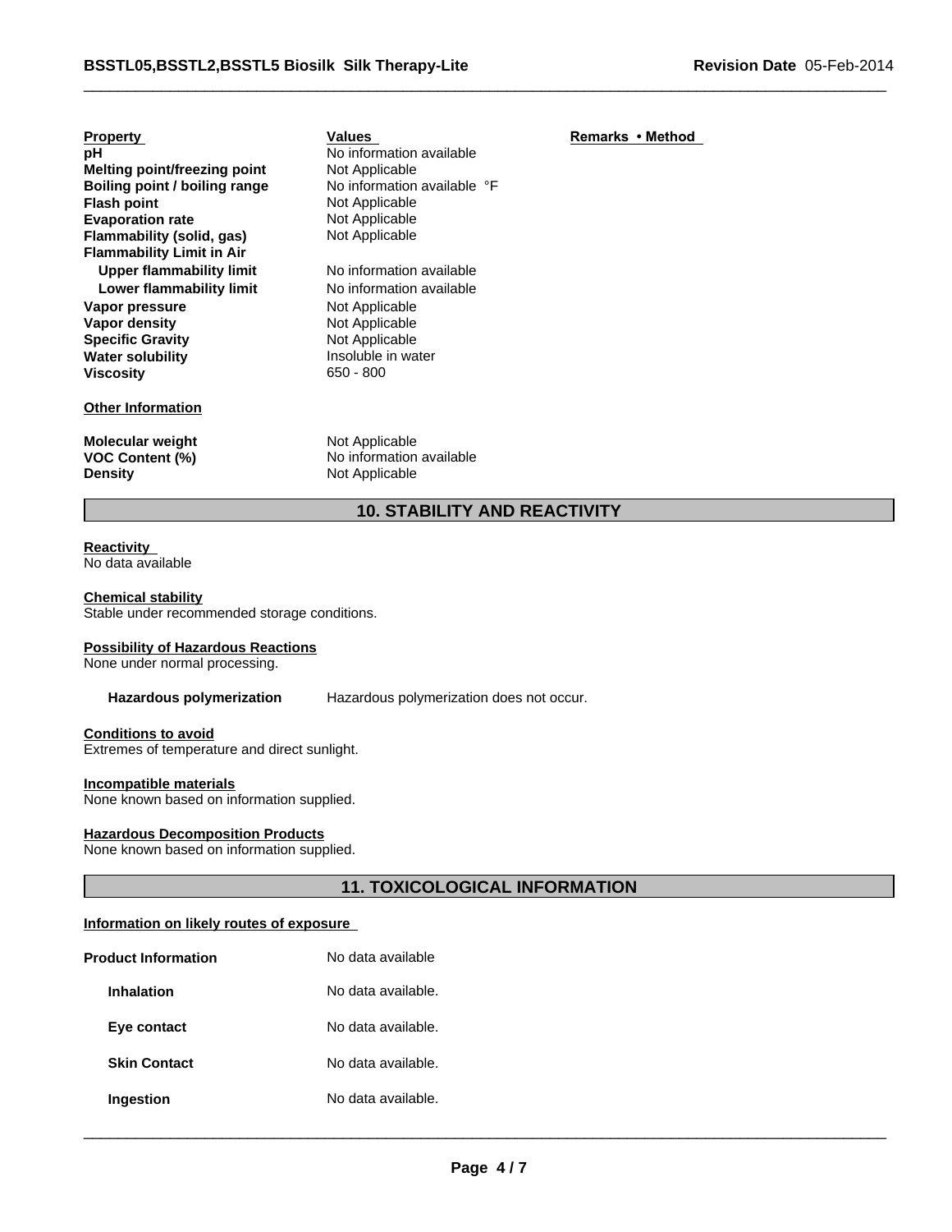| Property | Values | Remarks • Method |
|---|---|---|
| **pH** | No information available | |
| **Melting point/freezing point** | Not Applicable | |
| **Boiling point / boiling range** | No information available °F | |
| **Flash point** | Not Applicable | |
| **Evaporation rate** | Not Applicable | |
| **Flammability (solid, gas)** | Not Applicable | |
| **Flammability Limit in Air** | | |
| **Upper flammability limit** | No information available | |
| **Lower flammability limit** | No information available | |
| **Vapor pressure** | Not Applicable | |
| **Vapor density** | Not Applicable | |
| **Specific Gravity** | Not Applicable | |
| **Water solubility** | Insoluble in water | |
| **Viscosity** | 650 - 800 | |

**Other Information**

| | |
|---|---|
| **Molecular weight** | Not Applicable |
| **VOC Content (%)** | No information available |
| **Density** | Not Applicable |

## 10. STABILITY AND REACTIVITY

**Reactivity**
No data available

**Chemical stability**
Stable under recommended storage conditions.

**Possibility of Hazardous Reactions**
None under normal processing.

**Hazardous polymerization** Hazardous polymerization does not occur.

**Conditions to avoid**
Extremes of temperature and direct sunlight.

**Incompatible materials**
None known based on information supplied.

**Hazardous Decomposition Products**
None known based on information supplied.

## 11. TOXICOLOGICAL INFORMATION

**Information on likely routes of exposure**

| | |
|---|---|
| **Product Information** | No data available |
| **Inhalation** | No data available. |
| **Eye contact** | No data available. |
| **Skin Contact** | No data available. |
| **Ingestion** | No data available. |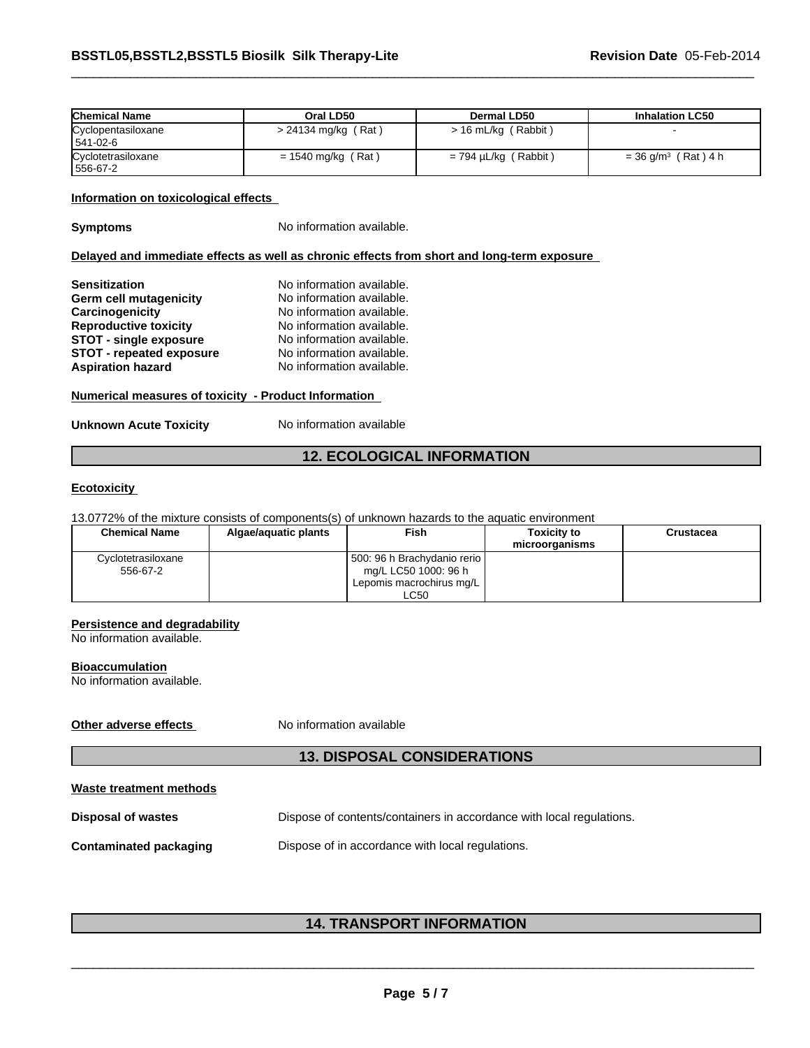| Chemical Name | Oral LD50 | Dermal LD50 | Inhalation LC50 |
|---|---|---|---|
| Cyclopentasiloxane 541-02-6 | > 24134 mg/kg ( Rat ) | > 16 mL/kg ( Rabbit ) | - |
| Cyclotetrasiloxane 556-67-2 | = 1540 mg/kg ( Rat ) | = 794 µL/kg ( Rabbit ) | = 36 g/m³ ( Rat ) 4 h |

**Information on toxicological effects**

**Symptoms** No information available.

**Delayed and immediate effects as well as chronic effects from short and long-term exposure**

**Sensitization** No information available.
**Germ cell mutagenicity** No information available.
**Carcinogenicity** No information available.
**Reproductive toxicity** No information available.
**STOT - single exposure** No information available.
**STOT - repeated exposure** No information available.
**Aspiration hazard** No information available.

**Numerical measures of toxicity - Product Information**

**Unknown Acute Toxicity** No information available

## 12. ECOLOGICAL INFORMATION

**Ecotoxicity**

13.0772% of the mixture consists of components(s) of unknown hazards to the aquatic environment

| Chemical Name | Algae/aquatic plants | Fish | Toxicity to microorganisms | Crustacea |
|---|---|---|---|---|
| Cyclotetrasiloxane 556-67-2 | | 500: 96 h Brachydanio rerio mg/L LC50 1000: 96 h Lepomis macrochirus mg/L LC50 | | |

**Persistence and degradability**
No information available.

**Bioaccumulation**
No information available.

**Other adverse effects** No information available

## 13. DISPOSAL CONSIDERATIONS

**Waste treatment methods**

**Disposal of wastes** Dispose of contents/containers in accordance with local regulations.

**Contaminated packaging** Dispose of in accordance with local regulations.

## 14. TRANSPORT INFORMATION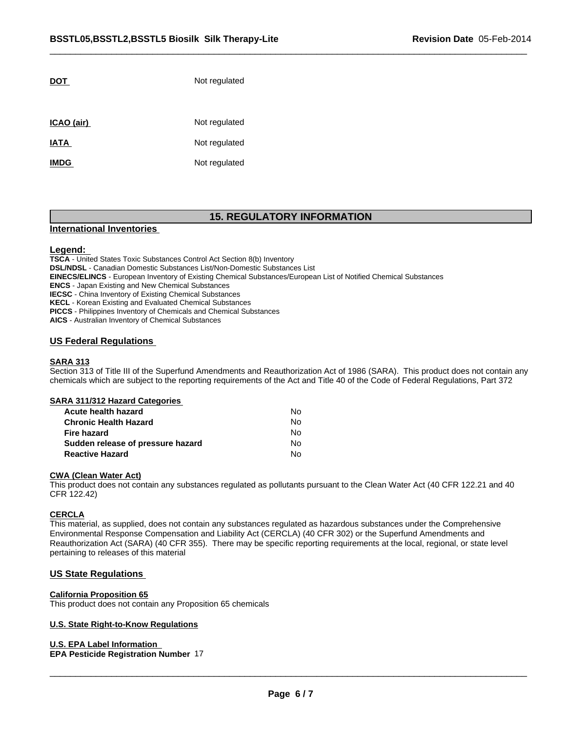| | |
|---|---|
| **DOT** | Not regulated |
| **ICAO (air)** | Not regulated |
| **IATA** | Not regulated |
| **IMDG** | Not regulated |

## 15. REGULATORY INFORMATION

### International Inventories

**Legend:**

**TSCA** - United States Toxic Substances Control Act Section 8(b) Inventory
**DSL/NDSL** - Canadian Domestic Substances List/Non-Domestic Substances List
**EINECS/ELINCS** - European Inventory of Existing Chemical Substances/European List of Notified Chemical Substances
**ENCS** - Japan Existing and New Chemical Substances
**IECSC** - China Inventory of Existing Chemical Substances
**KECL** - Korean Existing and Evaluated Chemical Substances
**PICCS** - Philippines Inventory of Chemicals and Chemical Substances
**AICS** - Australian Inventory of Chemical Substances

### US Federal Regulations

**SARA 313**

Section 313 of Title III of the Superfund Amendments and Reauthorization Act of 1986 (SARA). This product does not contain any chemicals which are subject to the reporting requirements of the Act and Title 40 of the Code of Federal Regulations, Part 372

**SARA 311/312 Hazard Categories**

| | |
|---|---|
| **Acute health hazard** | No |
| **Chronic Health Hazard** | No |
| **Fire hazard** | No |
| **Sudden release of pressure hazard** | No |
| **Reactive Hazard** | No |

**CWA (Clean Water Act)**

This product does not contain any substances regulated as pollutants pursuant to the Clean Water Act (40 CFR 122.21 and 40 CFR 122.42)

**CERCLA**

This material, as supplied, does not contain any substances regulated as hazardous substances under the Comprehensive Environmental Response Compensation and Liability Act (CERCLA) (40 CFR 302) or the Superfund Amendments and Reauthorization Act (SARA) (40 CFR 355). There may be specific reporting requirements at the local, regional, or state level pertaining to releases of this material

### US State Regulations

**California Proposition 65**

This product does not contain any Proposition 65 chemicals

**U.S. State Right-to-Know Regulations**

**U.S. EPA Label Information**

**EPA Pesticide Registration Number** 17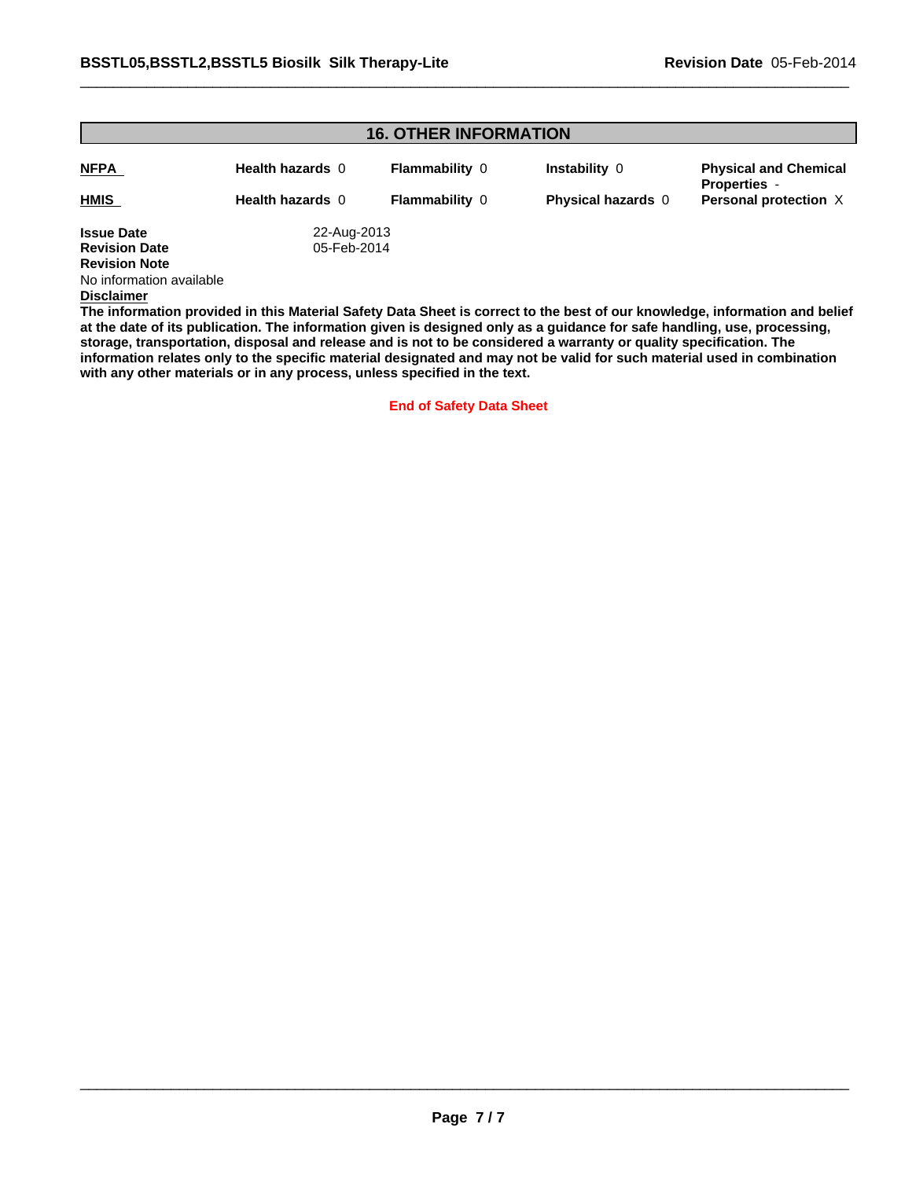## 16. OTHER INFORMATION

| | | | | |
|---|---|---|---|---|
| **NFPA** | **Health hazards** 0 | **Flammability** 0 | **Instability** 0 | **Physical and Chemical Properties** - |
| **HMIS** | **Health hazards** 0 | **Flammability** 0 | **Physical hazards** 0 | **Personal protection** X |

**Issue Date** 22-Aug-2013
**Revision Date** 05-Feb-2014
**Revision Note**
No information available

**Disclaimer**

**The information provided in this Material Safety Data Sheet is correct to the best of our knowledge, information and belief at the date of its publication. The information given is designed only as a guidance for safe handling, use, processing, storage, transportation, disposal and release and is not to be considered a warranty or quality specification. The information relates only to the specific material designated and may not be valid for such material used in combination with any other materials or in any process, unless specified in the text.**

**End of Safety Data Sheet**